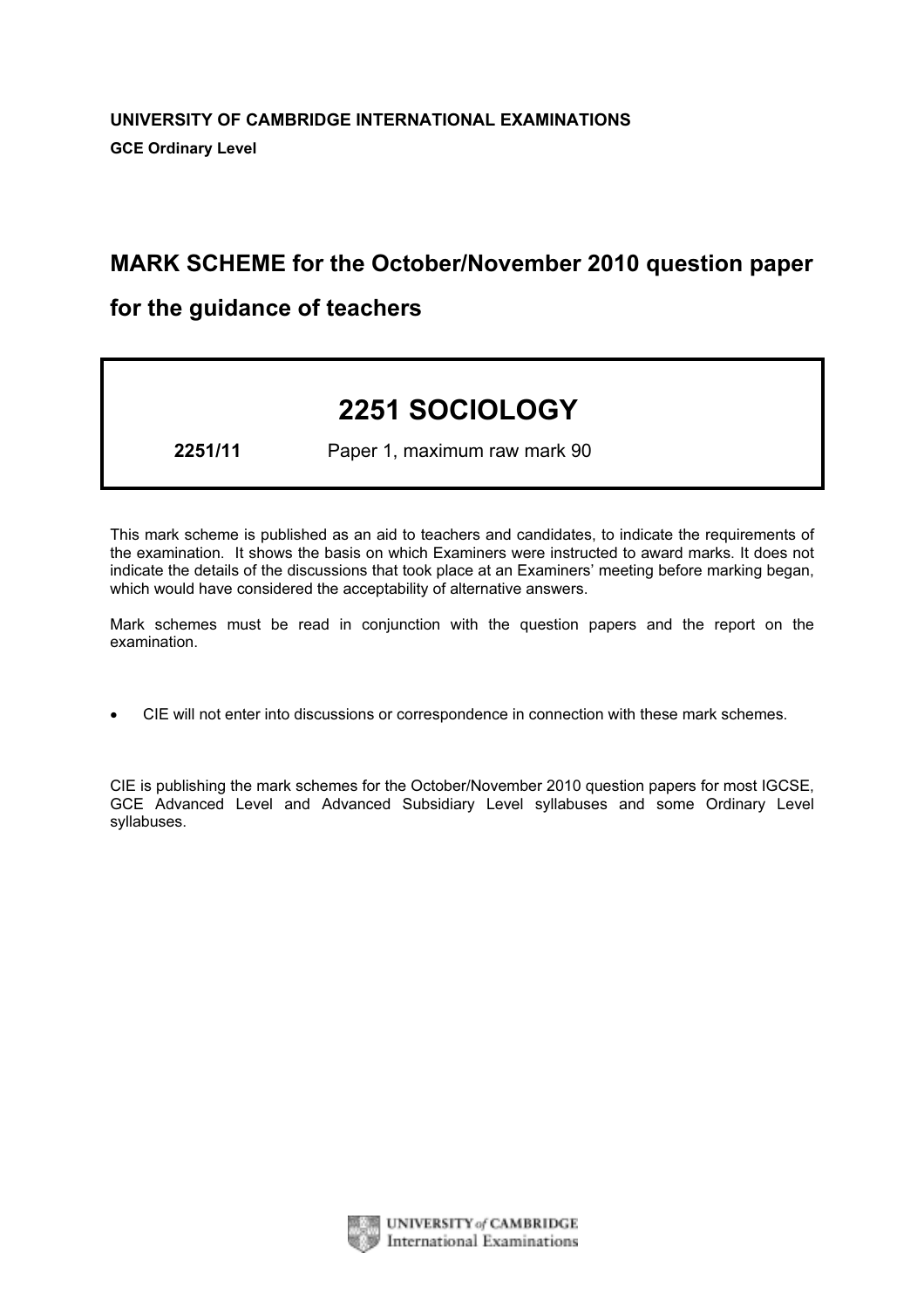**UNIVERSITY OF CAMBRIDGE INTERNATIONAL EXAMINATIONS**

**GCE Ordinary Level**

## MARK SCHEME for the October/November 2010 question paper

## for the guidance of teachers

# 2251 SOCIOLOGY

**2251/11** Paper 1, maximum raw mark 90

This mark scheme is published as an aid to teachers and candidates, to indicate the requirements of the examination. It shows the basis on which Examiners were instructed to award marks. It does not indicate the details of the discussions that took place at an Examiners' meeting before marking began, which would have considered the acceptability of alternative answers.

Mark schemes must be read in conjunction with the question papers and the report on the examination.

- CIE will not enter into discussions or correspondence in connection with these mark schemes.

CIE is publishing the mark schemes for the October/November 2010 question papers for most IGCSE, GCE Advanced Level and Advanced Subsidiary Level syllabuses and some Ordinary Level syllabuses.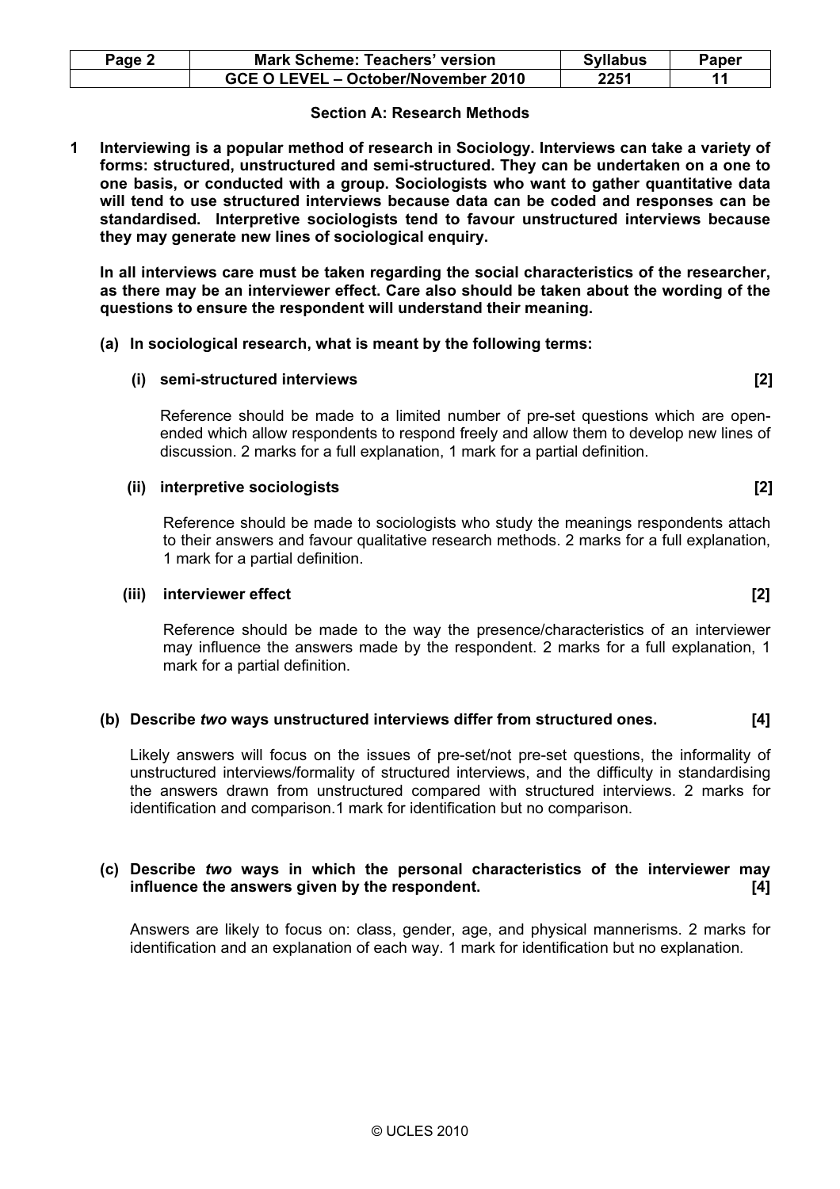## Section A: Research Methods

**1 Interviewing is a popular method of research in Sociology. Interviews can take a variety of forms: structured, unstructured and semi-structured. They can be undertaken on a one to one basis, or conducted with a group. Sociologists who want to gather quantitative data will tend to use structured interviews because data can be coded and responses can be standardised. Interpretive sociologists tend to favour unstructured interviews because they may generate new lines of sociological enquiry.**

**In all interviews care must be taken regarding the social characteristics of the researcher, as there may be an interviewer effect. Care also should be taken about the wording of the questions to ensure the respondent will understand their meaning.**

**(a) In sociological research, what is meant by the following terms:**

**(i) semi-structured interviews [2]**

Reference should be made to a limited number of pre-set questions which are open-ended which allow respondents to respond freely and allow them to develop new lines of discussion. 2 marks for a full explanation, 1 mark for a partial definition.

**(ii) interpretive sociologists [2]**

Reference should be made to sociologists who study the meanings respondents attach to their answers and favour qualitative research methods. 2 marks for a full explanation, 1 mark for a partial definition.

**(iii) interviewer effect [2]**

Reference should be made to the way the presence/characteristics of an interviewer may influence the answers made by the respondent. 2 marks for a full explanation, 1 mark for a partial definition.

**(b) Describe *two* ways unstructured interviews differ from structured ones. [4]**

Likely answers will focus on the issues of pre-set/not pre-set questions, the informality of unstructured interviews/formality of structured interviews, and the difficulty in standardising the answers drawn from unstructured compared with structured interviews. 2 marks for identification and comparison.1 mark for identification but no comparison.

**(c) Describe *two* ways in which the personal characteristics of the interviewer may influence the answers given by the respondent. [4]**

Answers are likely to focus on: class, gender, age, and physical mannerisms. 2 marks for identification and an explanation of each way. 1 mark for identification but no explanation.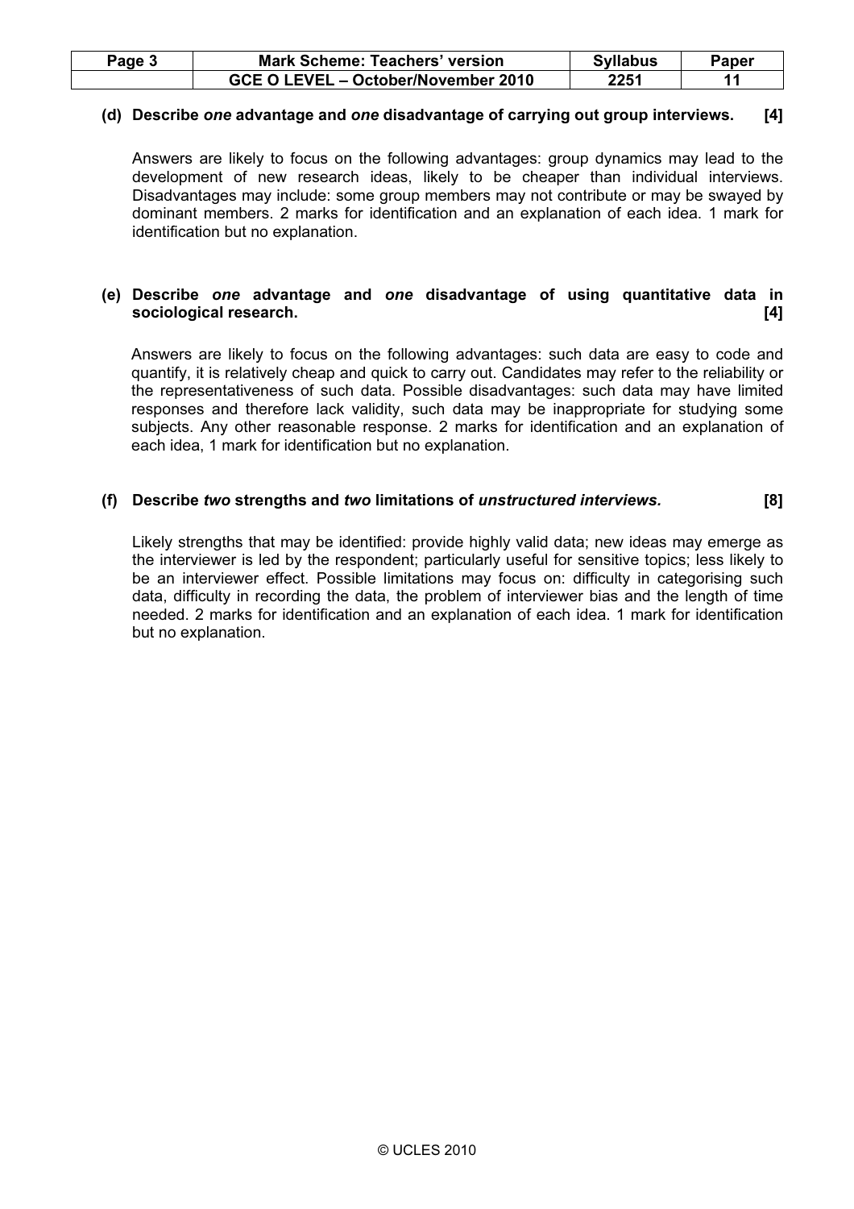**(d) Describe *one* advantage and *one* disadvantage of carrying out group interviews. [4]**

Answers are likely to focus on the following advantages: group dynamics may lead to the development of new research ideas, likely to be cheaper than individual interviews. Disadvantages may include: some group members may not contribute or may be swayed by dominant members. 2 marks for identification and an explanation of each idea. 1 mark for identification but no explanation.

**(e) Describe *one* advantage and *one* disadvantage of using quantitative data in sociological research. [4]**

Answers are likely to focus on the following advantages: such data are easy to code and quantify, it is relatively cheap and quick to carry out. Candidates may refer to the reliability or the representativeness of such data. Possible disadvantages: such data may have limited responses and therefore lack validity, such data may be inappropriate for studying some subjects. Any other reasonable response. 2 marks for identification and an explanation of each idea, 1 mark for identification but no explanation.

**(f) Describe *two* strengths and *two* limitations of *unstructured interviews.* [8]**

Likely strengths that may be identified: provide highly valid data; new ideas may emerge as the interviewer is led by the respondent; particularly useful for sensitive topics; less likely to be an interviewer effect. Possible limitations may focus on: difficulty in categorising such data, difficulty in recording the data, the problem of interviewer bias and the length of time needed. 2 marks for identification and an explanation of each idea. 1 mark for identification but no explanation.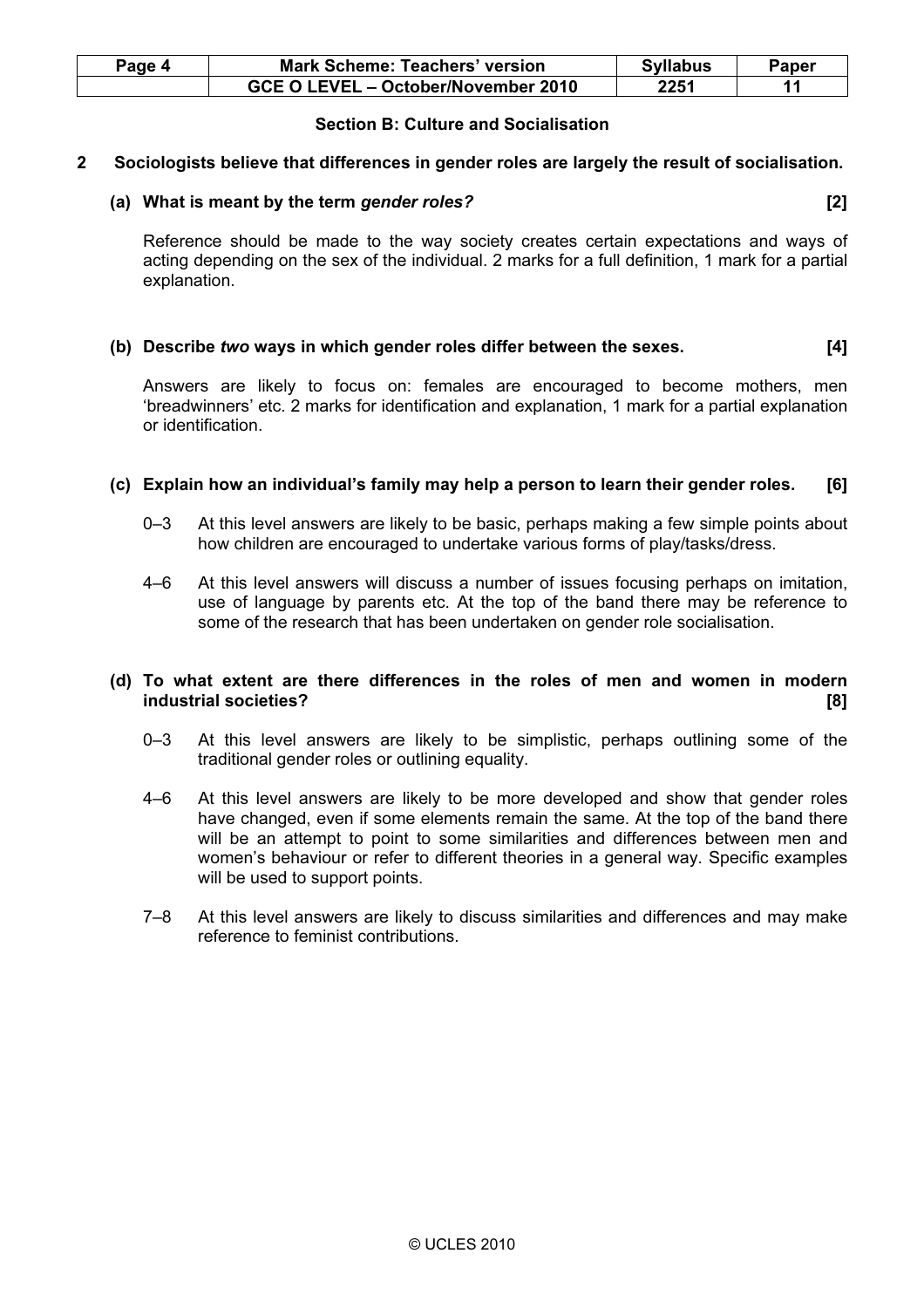## Section B: Culture and Socialisation

**2 Sociologists believe that differences in gender roles are largely the result of socialisation.**

**(a) What is meant by the term *gender roles?*** **[2]**

Reference should be made to the way society creates certain expectations and ways of acting depending on the sex of the individual. 2 marks for a full definition, 1 mark for a partial explanation.

**(b) Describe *two* ways in which gender roles differ between the sexes.** **[4]**

Answers are likely to focus on: females are encouraged to become mothers, men 'breadwinners' etc. 2 marks for identification and explanation, 1 mark for a partial explanation or identification.

**(c) Explain how an individual's family may help a person to learn their gender roles.** **[6]**

0–3 At this level answers are likely to be basic, perhaps making a few simple points about how children are encouraged to undertake various forms of play/tasks/dress.

4–6 At this level answers will discuss a number of issues focusing perhaps on imitation, use of language by parents etc. At the top of the band there may be reference to some of the research that has been undertaken on gender role socialisation.

**(d) To what extent are there differences in the roles of men and women in modern industrial societies?** **[8]**

0–3 At this level answers are likely to be simplistic, perhaps outlining some of the traditional gender roles or outlining equality.

4–6 At this level answers are likely to be more developed and show that gender roles have changed, even if some elements remain the same. At the top of the band there will be an attempt to point to some similarities and differences between men and women's behaviour or refer to different theories in a general way. Specific examples will be used to support points.

7–8 At this level answers are likely to discuss similarities and differences and may make reference to feminist contributions.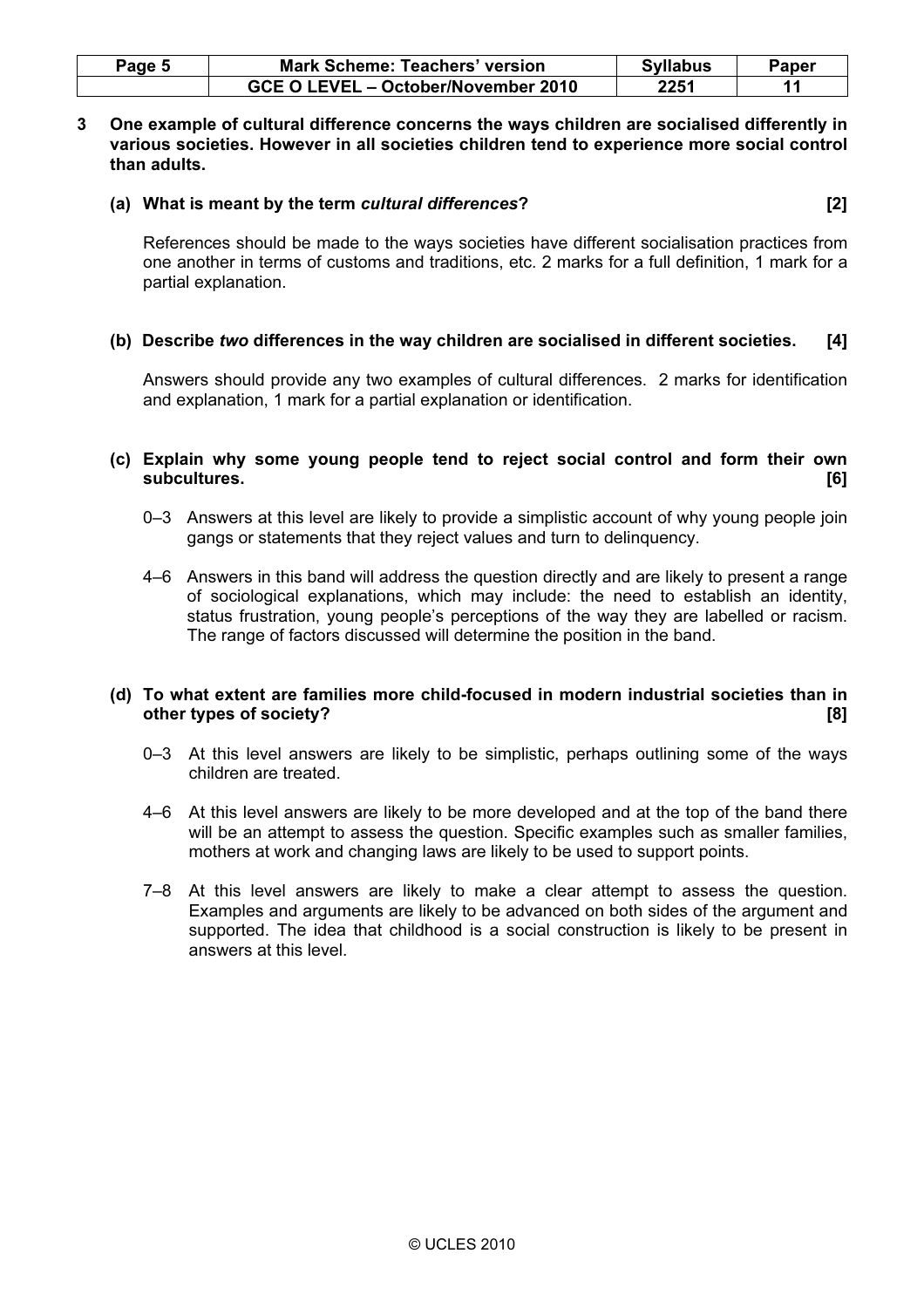**3 One example of cultural difference concerns the ways children are socialised differently in various societies. However in all societies children tend to experience more social control than adults.**

**(a) What is meant by the term *cultural differences*? [2]**

References should be made to the ways societies have different socialisation practices from one another in terms of customs and traditions, etc. 2 marks for a full definition, 1 mark for a partial explanation.

**(b) Describe *two* differences in the way children are socialised in different societies. [4]**

Answers should provide any two examples of cultural differences. 2 marks for identification and explanation, 1 mark for a partial explanation or identification.

**(c) Explain why some young people tend to reject social control and form their own subcultures. [6]**

0–3 Answers at this level are likely to provide a simplistic account of why young people join gangs or statements that they reject values and turn to delinquency.

4–6 Answers in this band will address the question directly and are likely to present a range of sociological explanations, which may include: the need to establish an identity, status frustration, young people's perceptions of the way they are labelled or racism. The range of factors discussed will determine the position in the band.

**(d) To what extent are families more child-focused in modern industrial societies than in other types of society? [8]**

0–3 At this level answers are likely to be simplistic, perhaps outlining some of the ways children are treated.

4–6 At this level answers are likely to be more developed and at the top of the band there will be an attempt to assess the question. Specific examples such as smaller families, mothers at work and changing laws are likely to be used to support points.

7–8 At this level answers are likely to make a clear attempt to assess the question. Examples and arguments are likely to be advanced on both sides of the argument and supported. The idea that childhood is a social construction is likely to be present in answers at this level.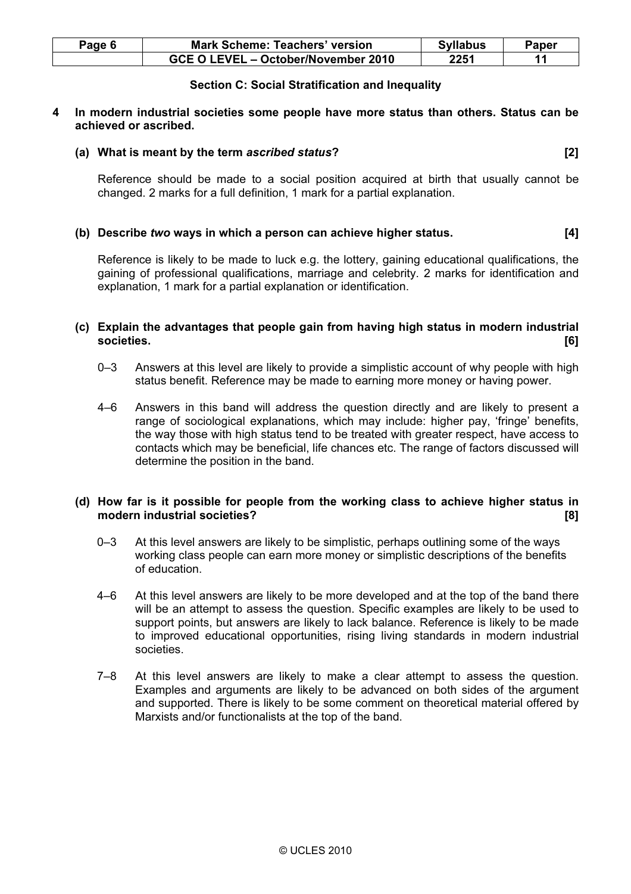### Section C: Social Stratification and Inequality

**4 In modern industrial societies some people have more status than others. Status can be achieved or ascribed.**

**(a) What is meant by the term *ascribed status*? [2]**

Reference should be made to a social position acquired at birth that usually cannot be changed. 2 marks for a full definition, 1 mark for a partial explanation.

**(b) Describe *two* ways in which a person can achieve higher status. [4]**

Reference is likely to be made to luck e.g. the lottery, gaining educational qualifications, the gaining of professional qualifications, marriage and celebrity. 2 marks for identification and explanation, 1 mark for a partial explanation or identification.

**(c) Explain the advantages that people gain from having high status in modern industrial societies. [6]**

0–3 Answers at this level are likely to provide a simplistic account of why people with high status benefit. Reference may be made to earning more money or having power.

4–6 Answers in this band will address the question directly and are likely to present a range of sociological explanations, which may include: higher pay, 'fringe' benefits, the way those with high status tend to be treated with greater respect, have access to contacts which may be beneficial, life chances etc. The range of factors discussed will determine the position in the band.

**(d) How far is it possible for people from the working class to achieve higher status in modern industrial societies? [8]**

0–3 At this level answers are likely to be simplistic, perhaps outlining some of the ways working class people can earn more money or simplistic descriptions of the benefits of education.

4–6 At this level answers are likely to be more developed and at the top of the band there will be an attempt to assess the question. Specific examples are likely to be used to support points, but answers are likely to lack balance. Reference is likely to be made to improved educational opportunities, rising living standards in modern industrial societies.

7–8 At this level answers are likely to make a clear attempt to assess the question. Examples and arguments are likely to be advanced on both sides of the argument and supported. There is likely to be some comment on theoretical material offered by Marxists and/or functionalists at the top of the band.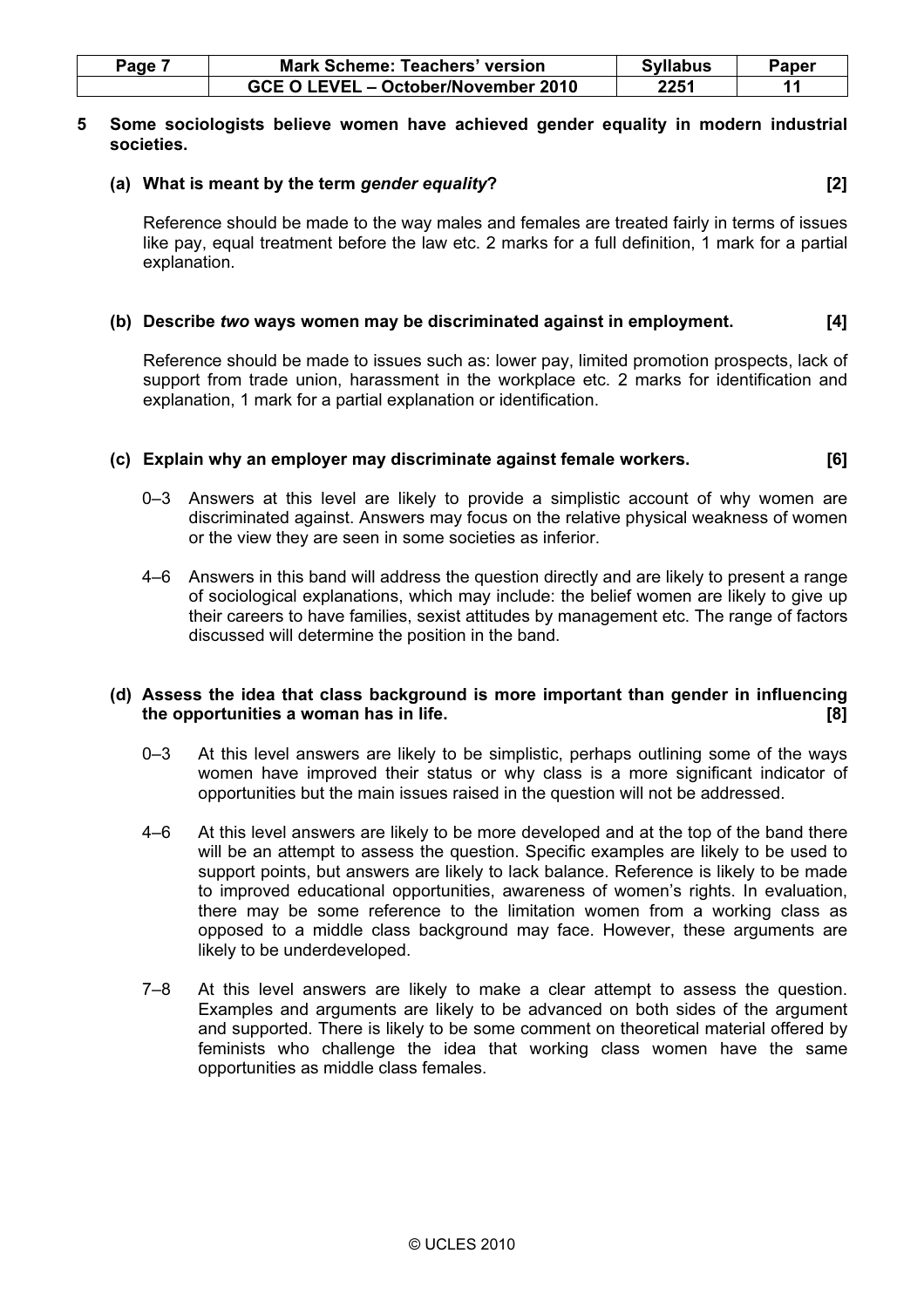**5 Some sociologists believe women have achieved gender equality in modern industrial societies.**

**(a) What is meant by the term *gender equality*? [2]**

Reference should be made to the way males and females are treated fairly in terms of issues like pay, equal treatment before the law etc. 2 marks for a full definition, 1 mark for a partial explanation.

**(b) Describe *two* ways women may be discriminated against in employment. [4]**

Reference should be made to issues such as: lower pay, limited promotion prospects, lack of support from trade union, harassment in the workplace etc. 2 marks for identification and explanation, 1 mark for a partial explanation or identification.

**(c) Explain why an employer may discriminate against female workers. [6]**

0–3 Answers at this level are likely to provide a simplistic account of why women are discriminated against. Answers may focus on the relative physical weakness of women or the view they are seen in some societies as inferior.

4–6 Answers in this band will address the question directly and are likely to present a range of sociological explanations, which may include: the belief women are likely to give up their careers to have families, sexist attitudes by management etc. The range of factors discussed will determine the position in the band.

**(d) Assess the idea that class background is more important than gender in influencing the opportunities a woman has in life. [8]**

0–3 At this level answers are likely to be simplistic, perhaps outlining some of the ways women have improved their status or why class is a more significant indicator of opportunities but the main issues raised in the question will not be addressed.

4–6 At this level answers are likely to be more developed and at the top of the band there will be an attempt to assess the question. Specific examples are likely to be used to support points, but answers are likely to lack balance. Reference is likely to be made to improved educational opportunities, awareness of women's rights. In evaluation, there may be some reference to the limitation women from a working class as opposed to a middle class background may face. However, these arguments are likely to be underdeveloped.

7–8 At this level answers are likely to make a clear attempt to assess the question. Examples and arguments are likely to be advanced on both sides of the argument and supported. There is likely to be some comment on theoretical material offered by feminists who challenge the idea that working class women have the same opportunities as middle class females.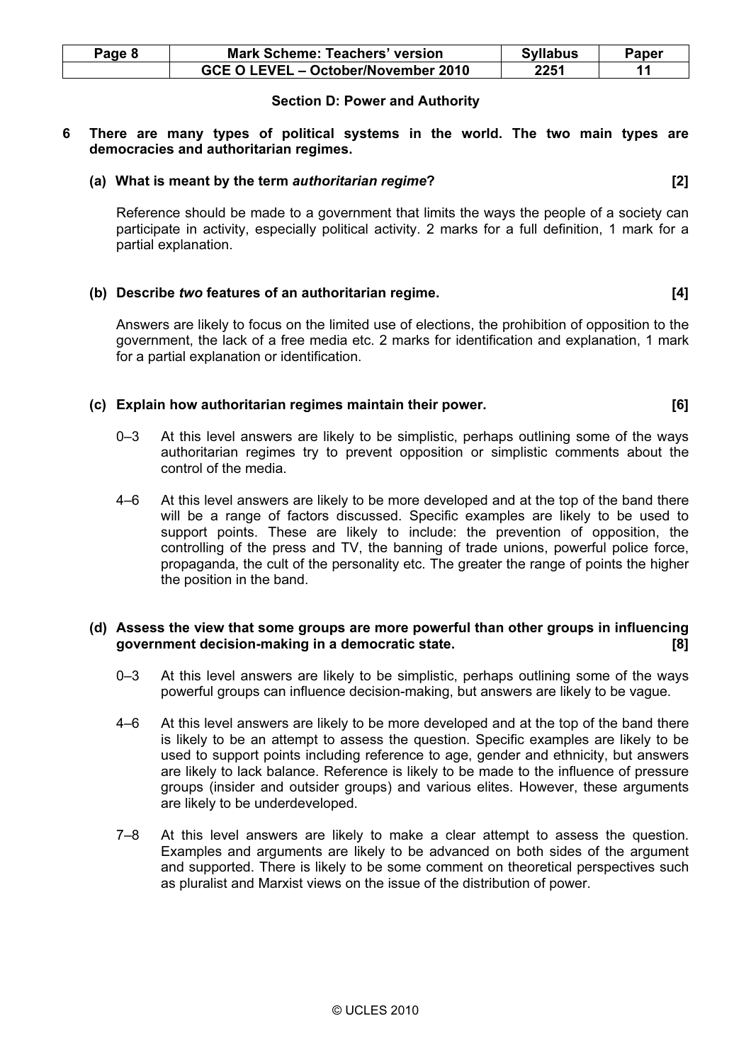## Section D: Power and Authority

**6 There are many types of political systems in the world. The two main types are democracies and authoritarian regimes.**

**(a) What is meant by the term *authoritarian regime*? [2]**

Reference should be made to a government that limits the ways the people of a society can participate in activity, especially political activity. 2 marks for a full definition, 1 mark for a partial explanation.

**(b) Describe *two* features of an authoritarian regime. [4]**

Answers are likely to focus on the limited use of elections, the prohibition of opposition to the government, the lack of a free media etc. 2 marks for identification and explanation, 1 mark for a partial explanation or identification.

**(c) Explain how authoritarian regimes maintain their power. [6]**

0–3 At this level answers are likely to be simplistic, perhaps outlining some of the ways authoritarian regimes try to prevent opposition or simplistic comments about the control of the media.

4–6 At this level answers are likely to be more developed and at the top of the band there will be a range of factors discussed. Specific examples are likely to be used to support points. These are likely to include: the prevention of opposition, the controlling of the press and TV, the banning of trade unions, powerful police force, propaganda, the cult of the personality etc. The greater the range of points the higher the position in the band.

**(d) Assess the view that some groups are more powerful than other groups in influencing government decision-making in a democratic state. [8]**

0–3 At this level answers are likely to be simplistic, perhaps outlining some of the ways powerful groups can influence decision-making, but answers are likely to be vague.

4–6 At this level answers are likely to be more developed and at the top of the band there is likely to be an attempt to assess the question. Specific examples are likely to be used to support points including reference to age, gender and ethnicity, but answers are likely to lack balance. Reference is likely to be made to the influence of pressure groups (insider and outsider groups) and various elites. However, these arguments are likely to be underdeveloped.

7–8 At this level answers are likely to make a clear attempt to assess the question. Examples and arguments are likely to be advanced on both sides of the argument and supported. There is likely to be some comment on theoretical perspectives such as pluralist and Marxist views on the issue of the distribution of power.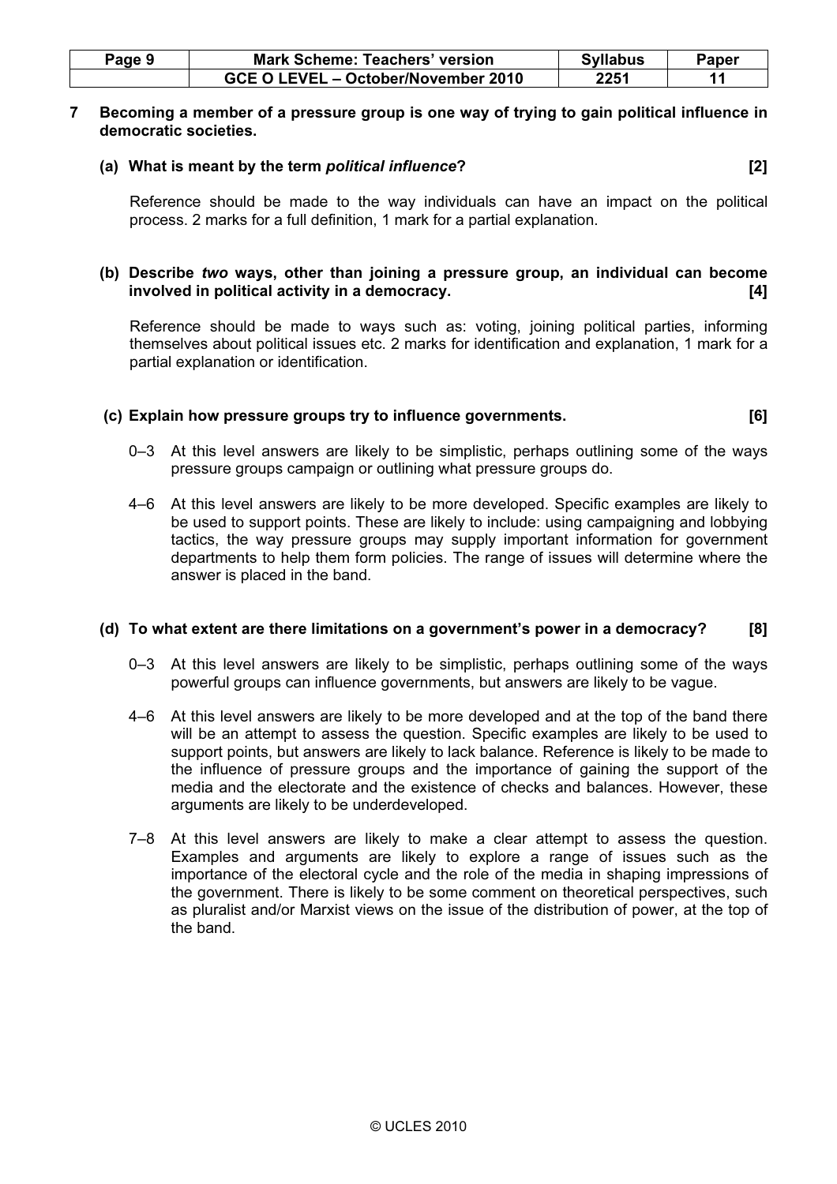**7 Becoming a member of a pressure group is one way of trying to gain political influence in democratic societies.**

**(a) What is meant by the term *political influence*? [2]**

Reference should be made to the way individuals can have an impact on the political process. 2 marks for a full definition, 1 mark for a partial explanation.

**(b) Describe *two* ways, other than joining a pressure group, an individual can become involved in political activity in a democracy. [4]**

Reference should be made to ways such as: voting, joining political parties, informing themselves about political issues etc. 2 marks for identification and explanation, 1 mark for a partial explanation or identification.

**(c) Explain how pressure groups try to influence governments. [6]**

0–3 At this level answers are likely to be simplistic, perhaps outlining some of the ways pressure groups campaign or outlining what pressure groups do.

4–6 At this level answers are likely to be more developed. Specific examples are likely to be used to support points. These are likely to include: using campaigning and lobbying tactics, the way pressure groups may supply important information for government departments to help them form policies. The range of issues will determine where the answer is placed in the band.

**(d) To what extent are there limitations on a government's power in a democracy? [8]**

0–3 At this level answers are likely to be simplistic, perhaps outlining some of the ways powerful groups can influence governments, but answers are likely to be vague.

4–6 At this level answers are likely to be more developed and at the top of the band there will be an attempt to assess the question. Specific examples are likely to be used to support points, but answers are likely to lack balance. Reference is likely to be made to the influence of pressure groups and the importance of gaining the support of the media and the electorate and the existence of checks and balances. However, these arguments are likely to be underdeveloped.

7–8 At this level answers are likely to make a clear attempt to assess the question. Examples and arguments are likely to explore a range of issues such as the importance of the electoral cycle and the role of the media in shaping impressions of the government. There is likely to be some comment on theoretical perspectives, such as pluralist and/or Marxist views on the issue of the distribution of power, at the top of the band.